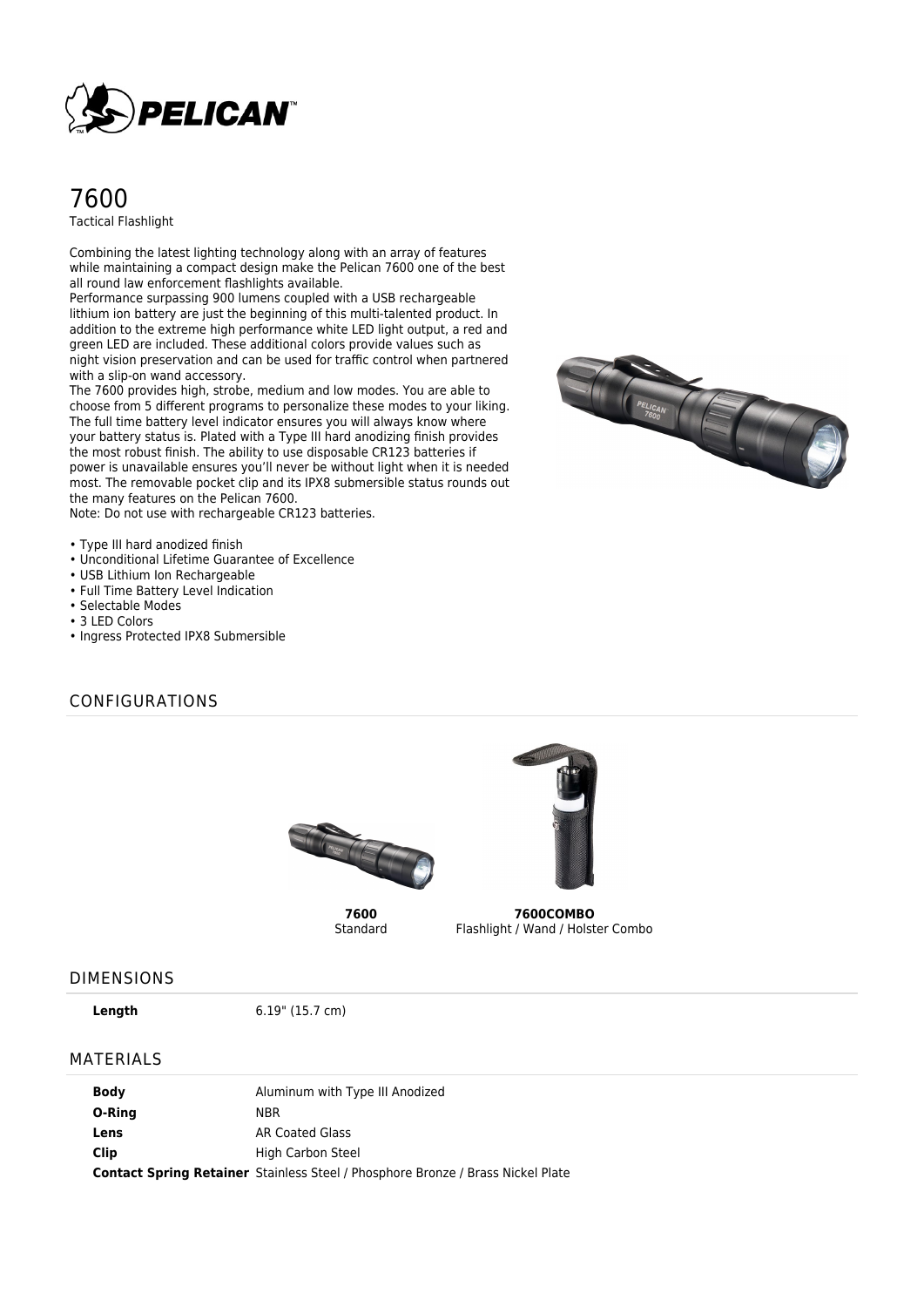# 7600

Tactical Flashlight

Combining the latest lighting technology along with an array of features while maintaining a compact design make the Pelican 7600 one of the best all round law enforcement flashlights available.
Performance surpassing 900 lumens coupled with a USB rechargeable lithium ion battery are just the beginning of this multi-talented product. In addition to the extreme high performance white LED light output, a red and green LED are included. These additional colors provide values such as night vision preservation and can be used for traffic control when partnered with a slip-on wand accessory.
The 7600 provides high, strobe, medium and low modes. You are able to choose from 5 different programs to personalize these modes to your liking. The full time battery level indicator ensures you will always know where your battery status is. Plated with a Type III hard anodizing finish provides the most robust finish. The ability to use disposable CR123 batteries if power is unavailable ensures you'll never be without light when it is needed most. The removable pocket clip and its IPX8 submersible status rounds out the many features on the Pelican 7600.
Note: Do not use with rechargeable CR123 batteries.

- Type III hard anodized finish
- Unconditional Lifetime Guarantee of Excellence
- USB Lithium Ion Rechargeable
- Full Time Battery Level Indication
- Selectable Modes
- 3 LED Colors
- Ingress Protected IPX8 Submersible

## CONFIGURATIONS

**7600**
Standard

**7600COMBO**
Flashlight / Wand / Holster Combo

## DIMENSIONS

| | |
|---|---|
| **Length** | 6.19" (15.7 cm) |

## MATERIALS

| | |
|---|---|
| **Body** | Aluminum with Type III Anodized |
| **O-Ring** | NBR |
| **Lens** | AR Coated Glass |
| **Clip** | High Carbon Steel |
| **Contact Spring Retainer** | Stainless Steel / Phosphore Bronze / Brass Nickel Plate |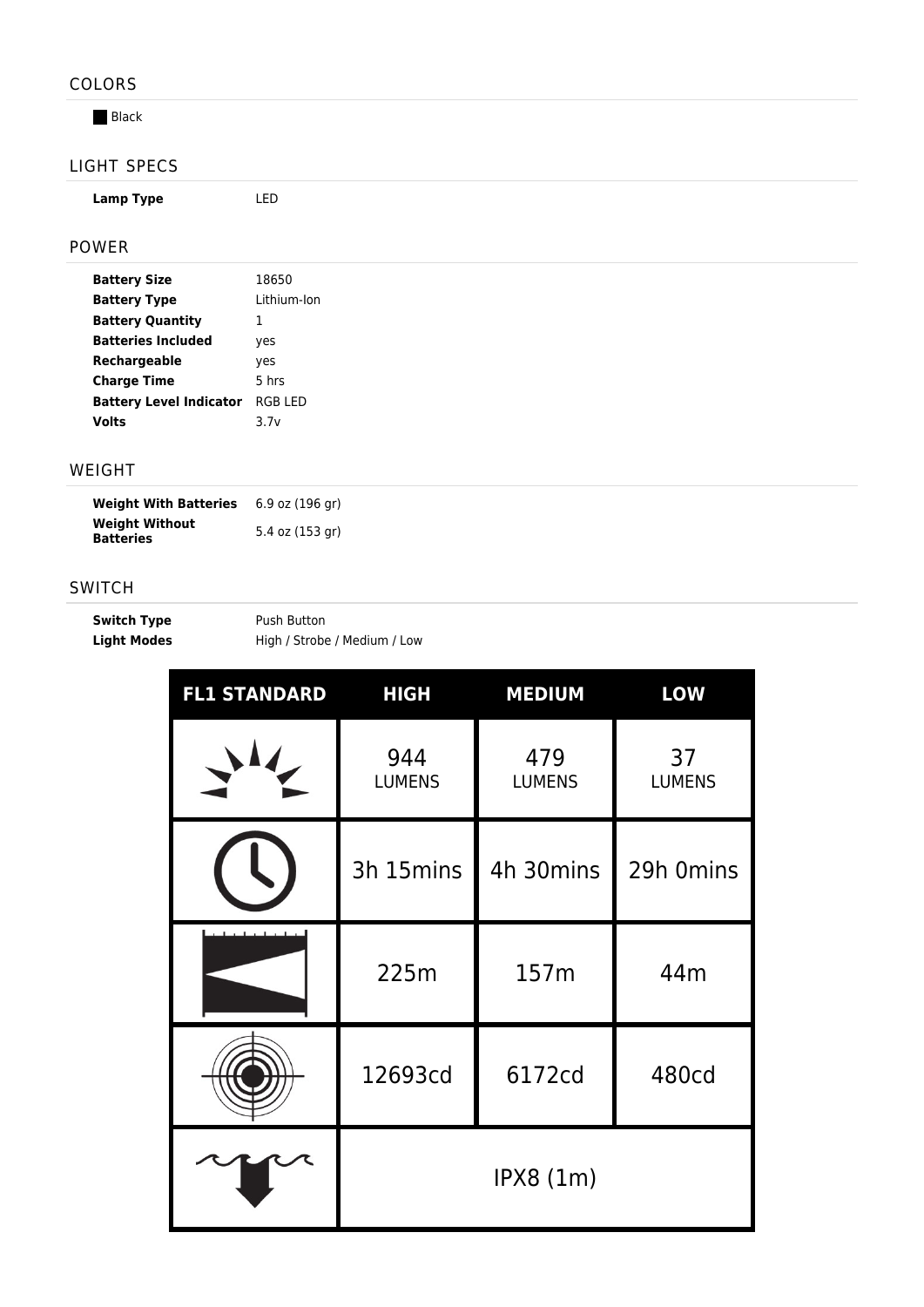## COLORS

Black

## LIGHT SPECS

| | |
|---|---|
| **Lamp Type** | LED |

## POWER

| | |
|---|---|
| **Battery Size** | 18650 |
| **Battery Type** | Lithium-Ion |
| **Battery Quantity** | 1 |
| **Batteries Included** | yes |
| **Rechargeable** | yes |
| **Charge Time** | 5 hrs |
| **Battery Level Indicator** | RGB LED |
| **Volts** | 3.7v |

## WEIGHT

| | |
|---|---|
| **Weight With Batteries** | 6.9 oz (196 gr) |
| **Weight Without Batteries** | 5.4 oz (153 gr) |

## SWITCH

| | |
|---|---|
| **Switch Type** | Push Button |
| **Light Modes** | High / Strobe / Medium / Low |

| FL1 STANDARD | HIGH | MEDIUM | LOW |
|---|---|---|---|
| | 944 LUMENS | 479 LUMENS | 37 LUMENS |
| | 3h 15mins | 4h 30mins | 29h 0mins |
| | 225m | 157m | 44m |
| | 12693cd | 6172cd | 480cd |
| | IPX8 (1m) | | |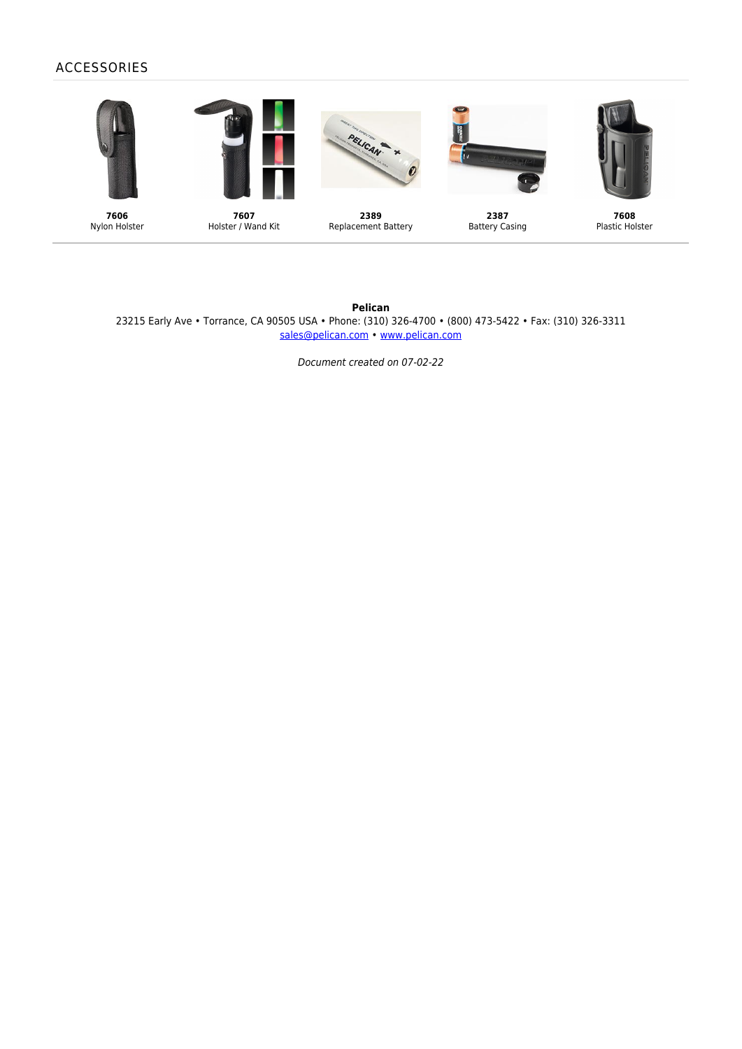## ACCESSORIES

**7606**
Nylon Holster

**7607**
Holster / Wand Kit

**2389**
Replacement Battery

**2387**
Battery Casing

**7608**
Plastic Holster

**Pelican**
23215 Early Ave • Torrance, CA 90505 USA • Phone: (310) 326-4700 • (800) 473-5422 • Fax: (310) 326-3311
sales@pelican.com • www.pelican.com

*Document created on 07-02-22*